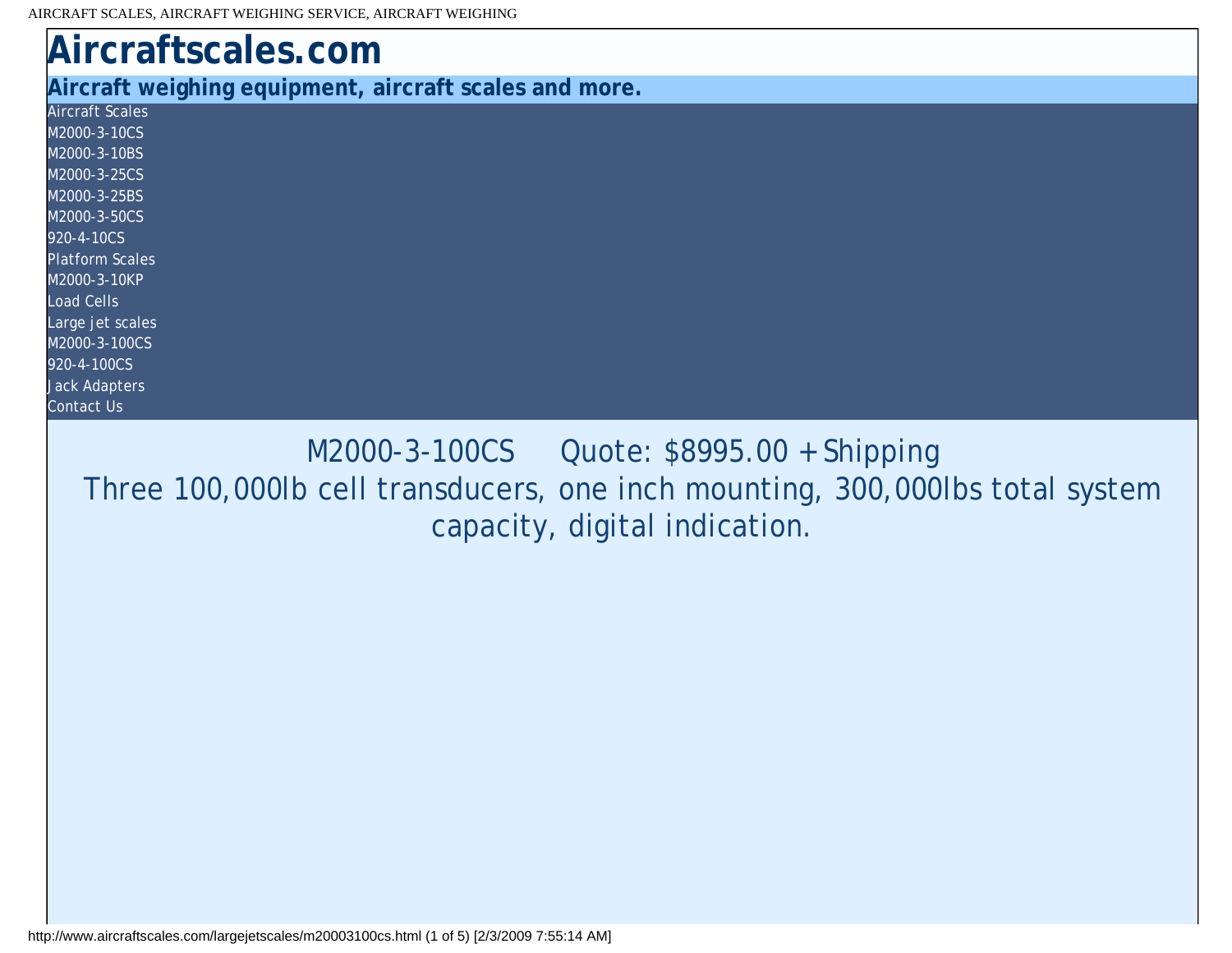# Aircraftscales.com

**Aircraft weighing equipment, aircraft scales and more.**

- Aircraft Scales
- M2000-3-10CS
- M2000-3-10BS
- M2000-3-25CS
- M2000-3-25BS
- M2000-3-50CS
- 920-4-10CS
- Platform Scales
- M2000-3-10KP
- Load Cells
- Large jet scales
- M2000-3-100CS
- 920-4-100CS
- Jack Adapters
- Contact Us

M2000-3-100CS Quote: $8995.00 + Shipping

Three 100,000lb cell transducers, one inch mounting, 300,000lbs total system capacity, digital indication.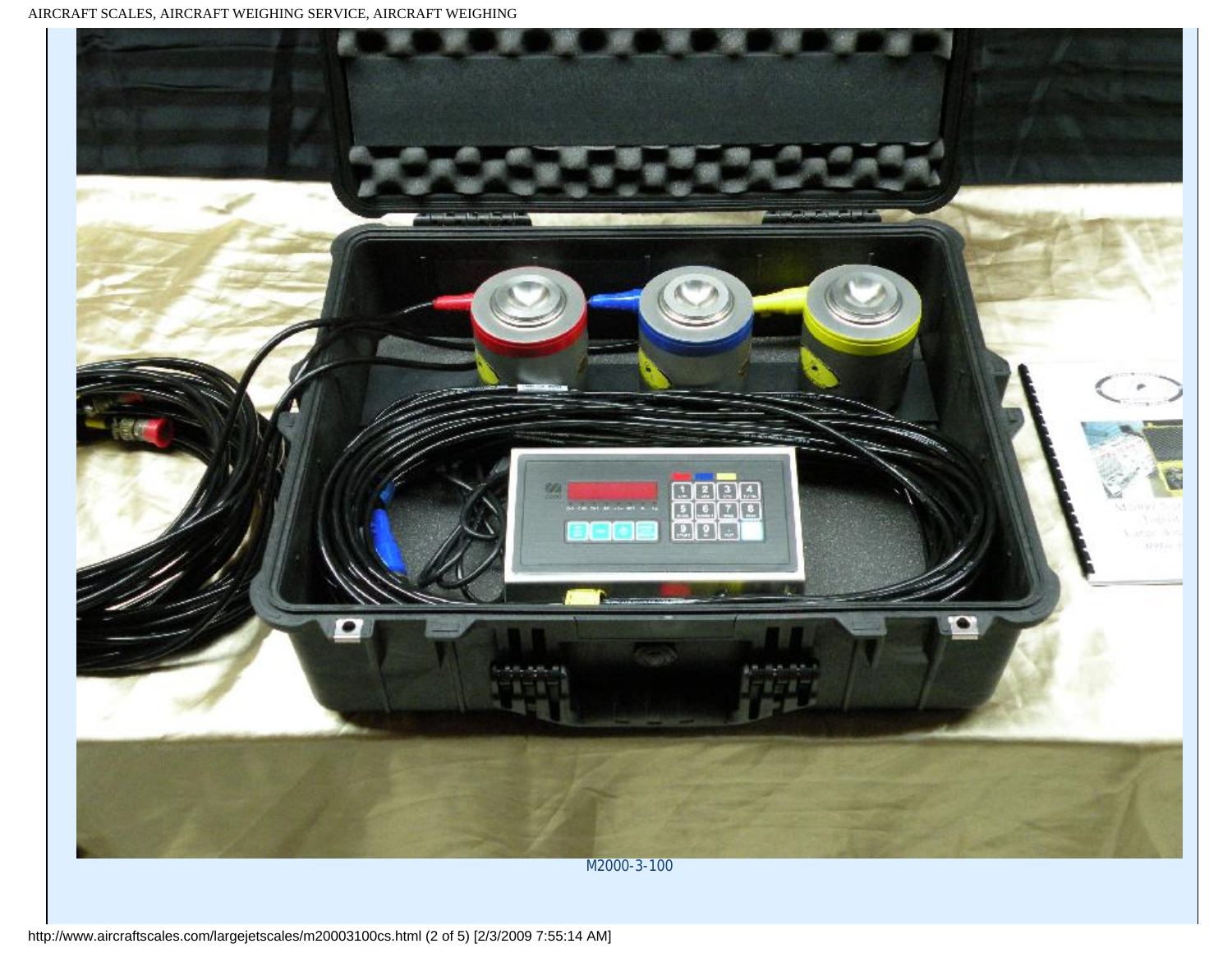M2000-3-100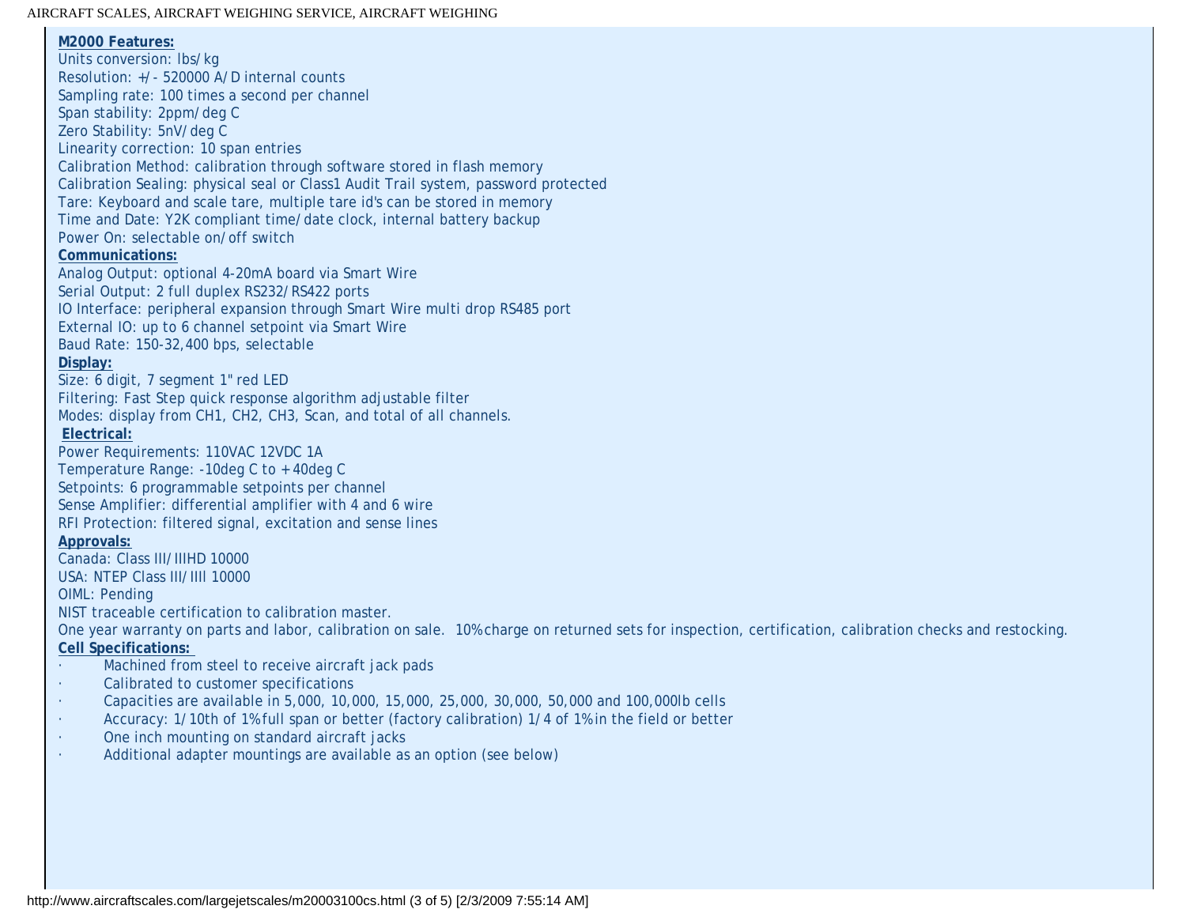**M2000 Features:**

Units conversion: lbs/kg
Resolution: +/- 520000 A/D internal counts
Sampling rate: 100 times a second per channel
Span stability: 2ppm/deg C
Zero Stability: 5nV/deg C
Linearity correction: 10 span entries
Calibration Method: calibration through software stored in flash memory
Calibration Sealing: physical seal or Class1 Audit Trail system, password protected
Tare: Keyboard and scale tare, multiple tare id's can be stored in memory
Time and Date: Y2K compliant time/date clock, internal battery backup
Power On: selectable on/off switch

**Communications:**

Analog Output: optional 4-20mA board via Smart Wire
Serial Output: 2 full duplex RS232/RS422 ports
IO Interface: peripheral expansion through Smart Wire multi drop RS485 port
External IO: up to 6 channel setpoint via Smart Wire
Baud Rate: 150-32,400 bps, selectable

**Display:**

Size: 6 digit, 7 segment 1" red LED
Filtering: Fast Step quick response algorithm adjustable filter
Modes: display from CH1, CH2, CH3, Scan, and total of all channels.

**Electrical:**

Power Requirements: 110VAC 12VDC 1A
Temperature Range: -10deg C to +40deg C
Setpoints: 6 programmable setpoints per channel
Sense Amplifier: differential amplifier with 4 and 6 wire
RFI Protection: filtered signal, excitation and sense lines

**Approvals:**

Canada: Class III/IIIHD 10000
USA: NTEP Class III/IIII 10000
OIML: Pending
NIST traceable certification to calibration master.
One year warranty on parts and labor, calibration on sale. 10% charge on returned sets for inspection, certification, calibration checks and restocking.

**Cell Specifications:**

- Machined from steel to receive aircraft jack pads
- Calibrated to customer specifications
- Capacities are available in 5,000, 10,000, 15,000, 25,000, 30,000, 50,000 and 100,000lb cells
- Accuracy: 1/10th of 1% full span or better (factory calibration) 1/4 of 1% in the field or better
- One inch mounting on standard aircraft jacks
- Additional adapter mountings are available as an option (see below)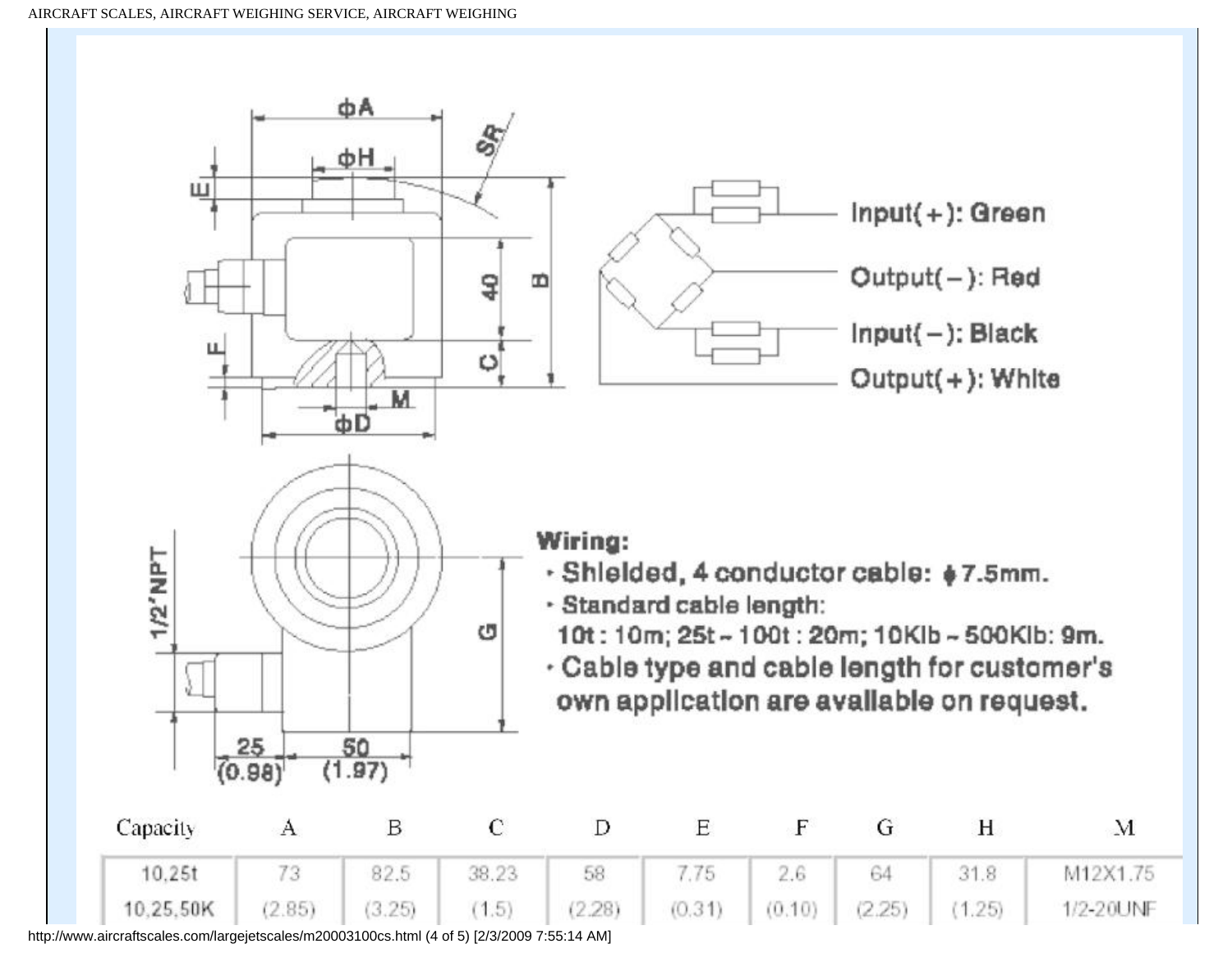Input(+): Green

Output(−): Red

Input(−): Black

Output(+): White

**Wiring:**

- Shielded, 4 conductor cable: ϕ7.5mm.
- Standard cable length:
  10t : 10m; 25t ~ 100t : 20m; 10Klb ~ 500Klb: 9m.
- Cable type and cable length for customer's own application are available on request.

| Capacity | A | B | C | D | E | F | G | H | M |
|---|---|---|---|---|---|---|---|---|---|
| 10,25t | 73 | 82.5 | 38.23 | 58 | 7.75 | 2.6 | 64 | 31.8 | M12X1.75 |
| 10,25,50K | (2.85) | (3.25) | (1.5) | (2.28) | (0.31) | (0.10) | (2.25) | (1.25) | 1/2-20UNF |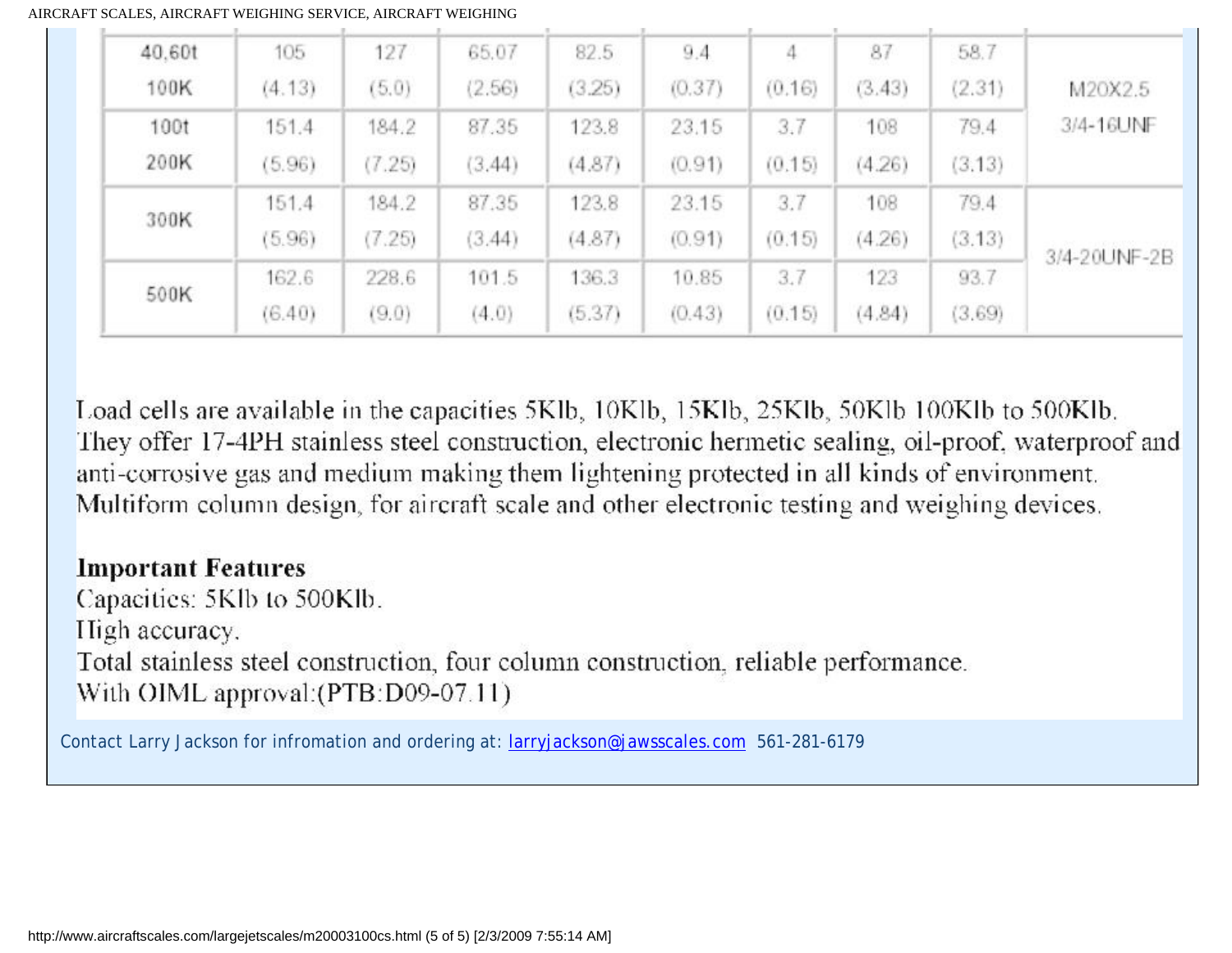| | | | | | | | | | |
|---|---|---|---|---|---|---|---|---|---|
| 40,60t 100K | 105 (4.13) | 127 (5.0) | 65.07 (2.56) | 82.5 (3.25) | 9.4 (0.37) | 4 (0.16) | 87 (3.43) | 58.7 (2.31) | M20X2.5 3/4-16UNF |
| 100t 200K | 151.4 (5.96) | 184.2 (7.25) | 87.35 (3.44) | 123.8 (4.87) | 23.15 (0.91) | 3.7 (0.15) | 108 (4.26) | 79.4 (3.13) | |
| 300K | 151.4 (5.96) | 184.2 (7.25) | 87.35 (3.44) | 123.8 (4.87) | 23.15 (0.91) | 3.7 (0.15) | 108 (4.26) | 79.4 (3.13) | 3/4-20UNF-2B |
| 500K | 162.6 (6.40) | 228.6 (9.0) | 101.5 (4.0) | 136.3 (5.37) | 10.85 (0.43) | 3.7 (0.15) | 123 (4.84) | 93.7 (3.69) | |

Load cells are available in the capacities 5Klb, 10Klb, 15Klb, 25Klb, 50Klb 100Klb to 500Klb. They offer 17-4PH stainless steel construction, electronic hermetic sealing, oil-proof, waterproof and anti-corrosive gas and medium making them lightening protected in all kinds of environment. Multiform column design, for aircraft scale and other electronic testing and weighing devices.

**Important Features**

Capacities: 5Klb to 500Klb.
High accuracy.
Total stainless steel construction, four column construction, reliable performance.
With OIML approval:(PTB:D09-07.11)

Contact Larry Jackson for infromation and ordering at: larryjackson@jawsscales.com 561-281-6179